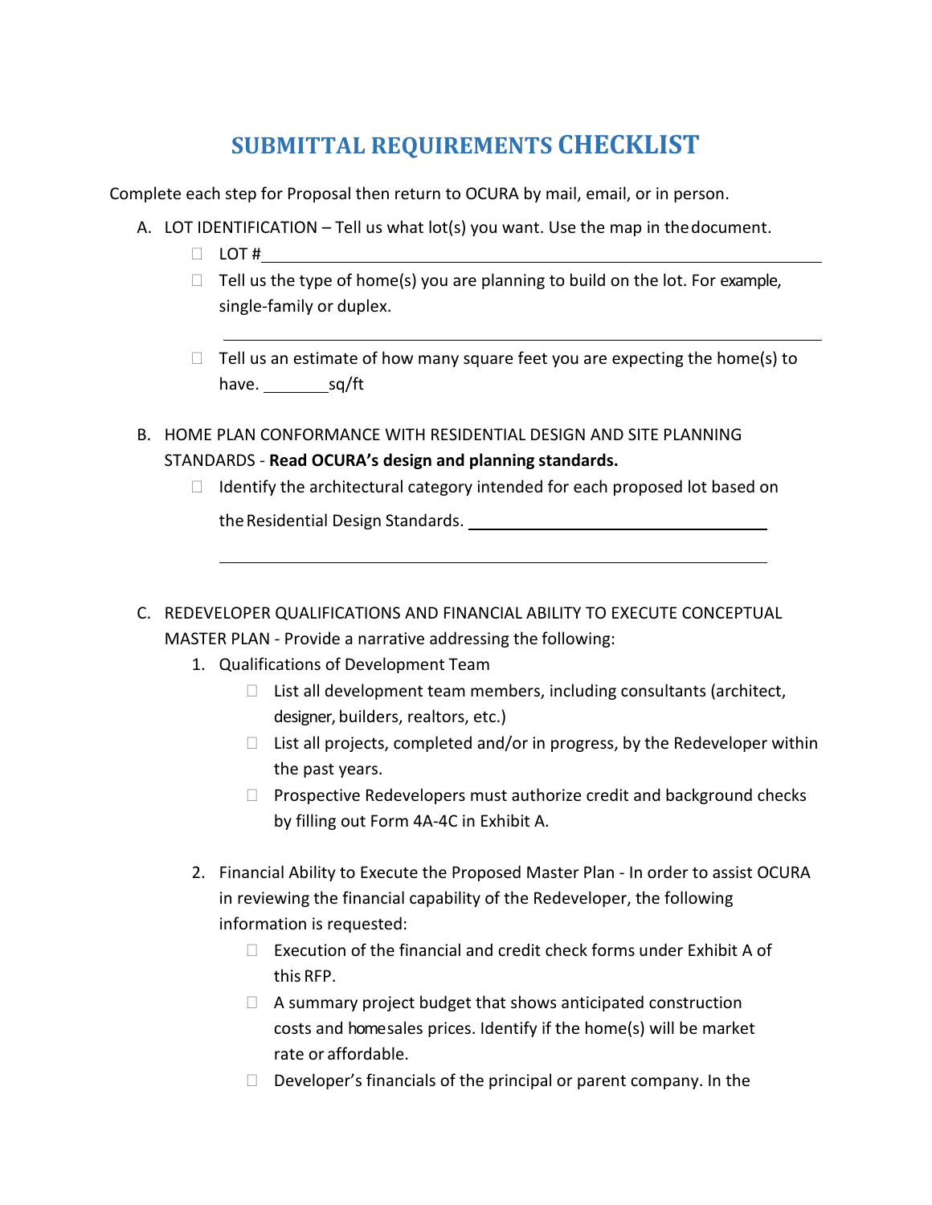# SUBMITTAL REQUIREMENTS CHECKLIST

Complete each step for Proposal then return to OCURA by mail, email, or in person.

A. LOT IDENTIFICATION – Tell us what lot(s) you want. Use the map in the document.

- ☐ LOT # ______________________________
- ☐ Tell us the type of home(s) you are planning to build on the lot. For example, single-family or duplex.

  ______________________________
- ☐ Tell us an estimate of how many square feet you are expecting the home(s) to have. ________ sq/ft

B. HOME PLAN CONFORMANCE WITH RESIDENTIAL DESIGN AND SITE PLANNING STANDARDS - **Read OCURA's design and planning standards.**

- ☐ Identify the architectural category intended for each proposed lot based on the Residential Design Standards. ______________________________

  ______________________________

C. REDEVELOPER QUALIFICATIONS AND FINANCIAL ABILITY TO EXECUTE CONCEPTUAL MASTER PLAN - Provide a narrative addressing the following:

1. Qualifications of Development Team
   - ☐ List all development team members, including consultants (architect, designer, builders, realtors, etc.)
   - ☐ List all projects, completed and/or in progress, by the Redeveloper within the past years.
   - ☐ Prospective Redevelopers must authorize credit and background checks by filling out Form 4A-4C in Exhibit A.

2. Financial Ability to Execute the Proposed Master Plan - In order to assist OCURA in reviewing the financial capability of the Redeveloper, the following information is requested:
   - ☐ Execution of the financial and credit check forms under Exhibit A of this RFP.
   - ☐ A summary project budget that shows anticipated construction costs and home sales prices. Identify if the home(s) will be market rate or affordable.
   - ☐ Developer's financials of the principal or parent company. In the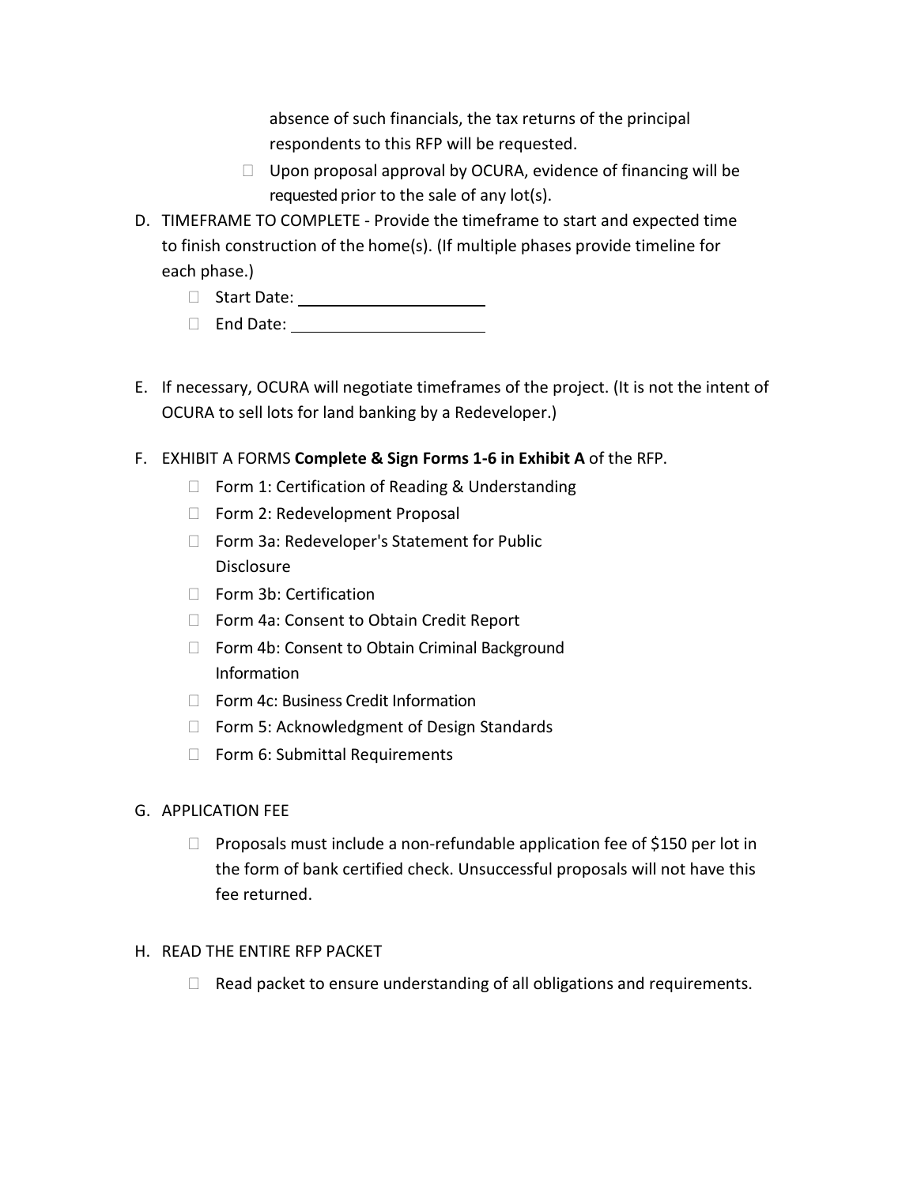absence of such financials, the tax returns of the principal respondents to this RFP will be requested.

- Upon proposal approval by OCURA, evidence of financing will be requested prior to the sale of any lot(s).

D. TIMEFRAME TO COMPLETE - Provide the timeframe to start and expected time to finish construction of the home(s). (If multiple phases provide timeline for each phase.)

- Start Date: ____________________
- End Date: ____________________

E. If necessary, OCURA will negotiate timeframes of the project. (It is not the intent of OCURA to sell lots for land banking by a Redeveloper.)

F. EXHIBIT A FORMS **Complete & Sign Forms 1-6 in Exhibit A** of the RFP.

- Form 1: Certification of Reading & Understanding
- Form 2: Redevelopment Proposal
- Form 3a: Redeveloper's Statement for Public Disclosure
- Form 3b: Certification
- Form 4a: Consent to Obtain Credit Report
- Form 4b: Consent to Obtain Criminal Background Information
- Form 4c: Business Credit Information
- Form 5: Acknowledgment of Design Standards
- Form 6: Submittal Requirements

G. APPLICATION FEE

- Proposals must include a non-refundable application fee of $150 per lot in the form of bank certified check. Unsuccessful proposals will not have this fee returned.

H. READ THE ENTIRE RFP PACKET

- Read packet to ensure understanding of all obligations and requirements.